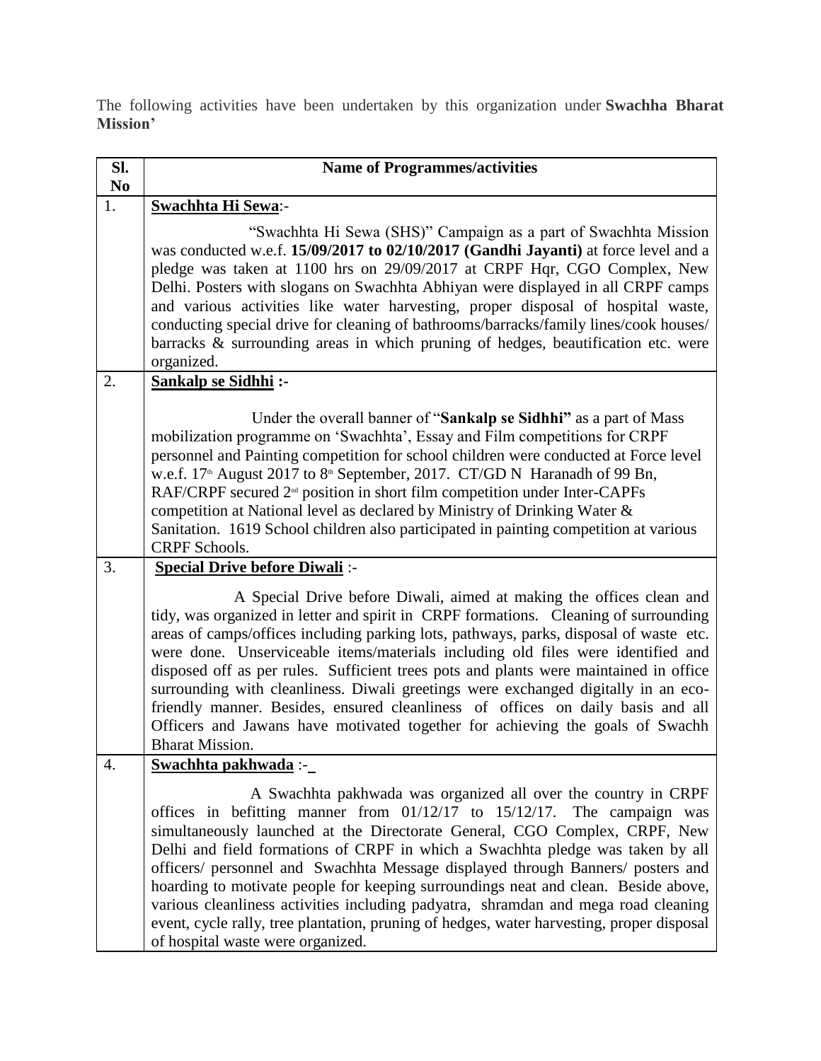The following activities have been undertaken by this organization under **Swachha Bharat Mission'**

| Sl. No | Name of Programmes/activities |
|---|---|
| 1. | **Swachhta Hi Sewa**:- <br><br> "Swachhta Hi Sewa (SHS)" Campaign as a part of Swachhta Mission was conducted w.e.f. **15/09/2017 to 02/10/2017 (Gandhi Jayanti)** at force level and a pledge was taken at 1100 hrs on 29/09/2017 at CRPF Hqr, CGO Complex, New Delhi. Posters with slogans on Swachhta Abhiyan were displayed in all CRPF camps and various activities like water harvesting, proper disposal of hospital waste, conducting special drive for cleaning of bathrooms/barracks/family lines/cook houses/ barracks & surrounding areas in which pruning of hedges, beautification etc. were organized. |
| 2. | **Sankalp se Sidhhi :-** <br><br> Under the overall banner of "**Sankalp se Sidhhi"** as a part of Mass mobilization programme on 'Swachhta', Essay and Film competitions for CRPF personnel and Painting competition for school children were conducted at Force level w.e.f. 17th August 2017 to 8th September, 2017. CT/GD N Haranadh of 99 Bn, RAF/CRPF secured 2nd position in short film competition under Inter-CAPFs competition at National level as declared by Ministry of Drinking Water & Sanitation. 1619 School children also participated in painting competition at various CRPF Schools. |
| 3. | **Special Drive before Diwali** :- <br><br> A Special Drive before Diwali, aimed at making the offices clean and tidy, was organized in letter and spirit in CRPF formations. Cleaning of surrounding areas of camps/offices including parking lots, pathways, parks, disposal of waste etc. were done. Unserviceable items/materials including old files were identified and disposed off as per rules. Sufficient trees pots and plants were maintained in office surrounding with cleanliness. Diwali greetings were exchanged digitally in an eco-friendly manner. Besides, ensured cleanliness of offices on daily basis and all Officers and Jawans have motivated together for achieving the goals of Swachh Bharat Mission. |
| 4. | **Swachhta pakhwada** :- <br><br> A Swachhta pakhwada was organized all over the country in CRPF offices in befitting manner from 01/12/17 to 15/12/17. The campaign was simultaneously launched at the Directorate General, CGO Complex, CRPF, New Delhi and field formations of CRPF in which a Swachhta pledge was taken by all officers/ personnel and Swachhta Message displayed through Banners/ posters and hoarding to motivate people for keeping surroundings neat and clean. Beside above, various cleanliness activities including padyatra, shramdan and mega road cleaning event, cycle rally, tree plantation, pruning of hedges, water harvesting, proper disposal of hospital waste were organized. |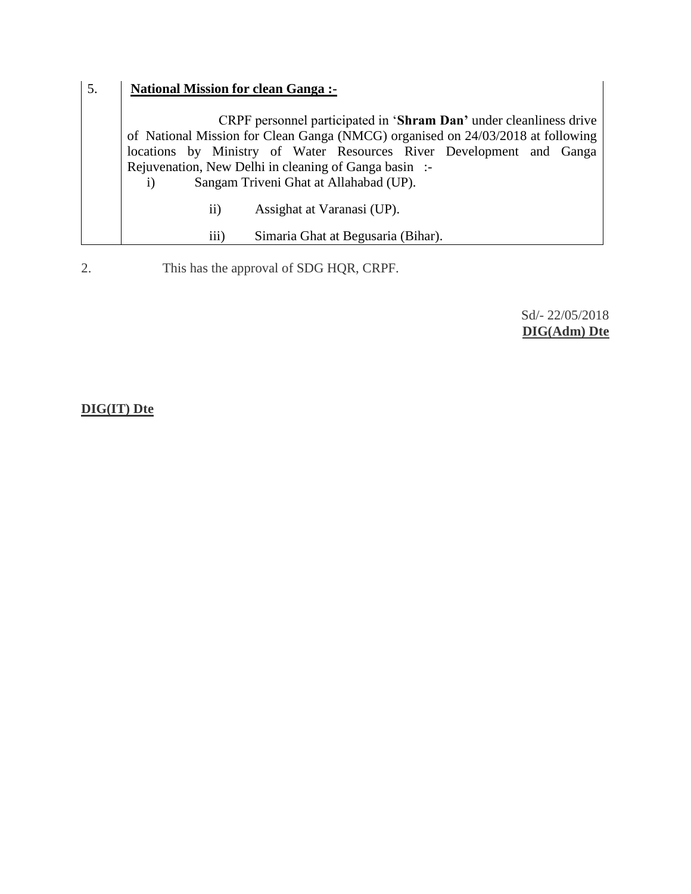| | |
|---|---|
| 5. | **National Mission for clean Ganga :-**<br><br>CRPF personnel participated in '**Shram Dan'** under cleanliness drive of National Mission for Clean Ganga (NMCG) organised on 24/03/2018 at following locations by Ministry of Water Resources River Development and Ganga Rejuvenation, New Delhi in cleaning of Ganga basin :-<br>i) Sangam Triveni Ghat at Allahabad (UP).<br>ii) Assighat at Varanasi (UP).<br>iii) Simaria Ghat at Begusaria (Bihar). |

2. This has the approval of SDG HQR, CRPF.

Sd/- 22/05/2018
**DIG(Adm) Dte**

**DIG(IT) Dte**